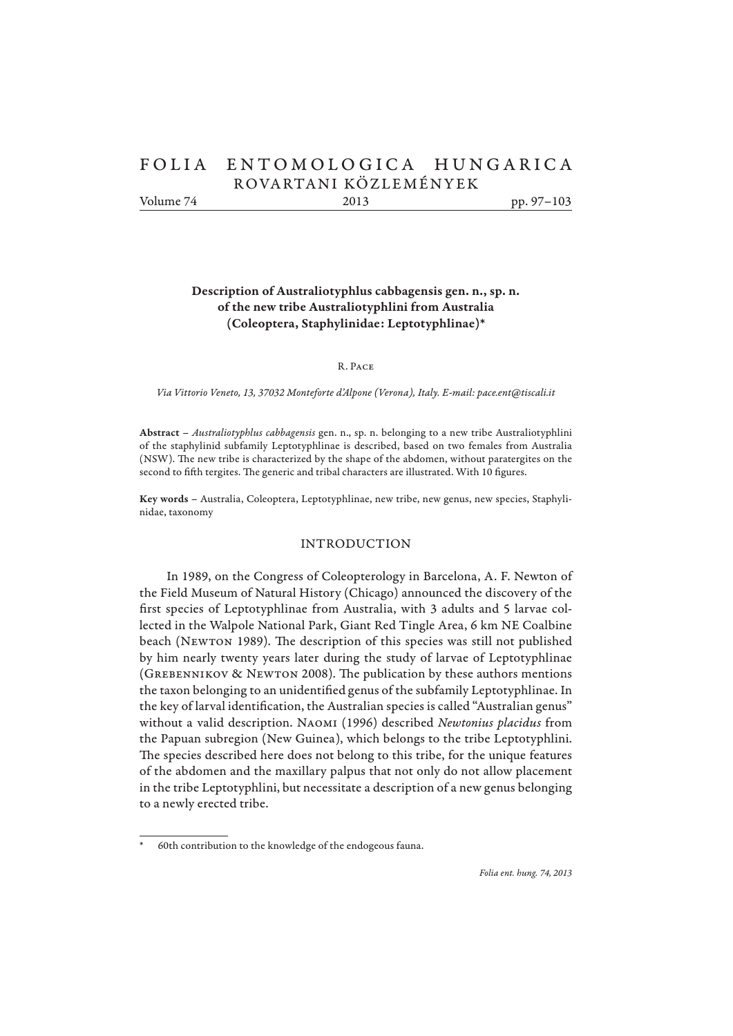# Description of Australiotyphlus cabbagensis gen. n., sp. n. of the new tribe Australiotyphlini from Australia (Coleoptera, Staphylinidae: Leptotyphlinae)*

R. Pace

*Via Vittorio Veneto, 13, 37032 Monteforte d'Alpone (Verona), Italy. E-mail: pace.ent@tiscali.it*

**Abstract** – *Australiotyphlus cabbagensis* gen. n., sp. n. belonging to a new tribe Australiotyphlini of the staphylinid subfamily Leptotyphlinae is described, based on two females from Australia (NSW). The new tribe is characterized by the shape of the abdomen, without paratergites on the second to fifth tergites. The generic and tribal characters are illustrated. With 10 figures.

**Key words** – Australia, Coleoptera, Leptotyphlinae, new tribe, new genus, new species, Staphylinidae, taxonomy

## INTRODUCTION

In 1989, on the Congress of Coleopterology in Barcelona, A. F. Newton of the Field Museum of Natural History (Chicago) announced the discovery of the first species of Leptotyphlinae from Australia, with 3 adults and 5 larvae collected in the Walpole National Park, Giant Red Tingle Area, 6 km NE Coalbine beach (Newton 1989). The description of this species was still not published by him nearly twenty years later during the study of larvae of Leptotyphlinae (Grebennikov & Newton 2008). The publication by these authors mentions the taxon belonging to an unidentified genus of the subfamily Leptotyphlinae. In the key of larval identification, the Australian species is called "Australian genus" without a valid description. Naomi (1996) described *Newtonius placidus* from the Papuan subregion (New Guinea), which belongs to the tribe Leptotyphlini. The species described here does not belong to this tribe, for the unique features of the abdomen and the maxillary palpus that not only do not allow placement in the tribe Leptotyphlini, but necessitate a description of a new genus belonging to a newly erected tribe.

---

\* 60th contribution to the knowledge of the endogeous fauna.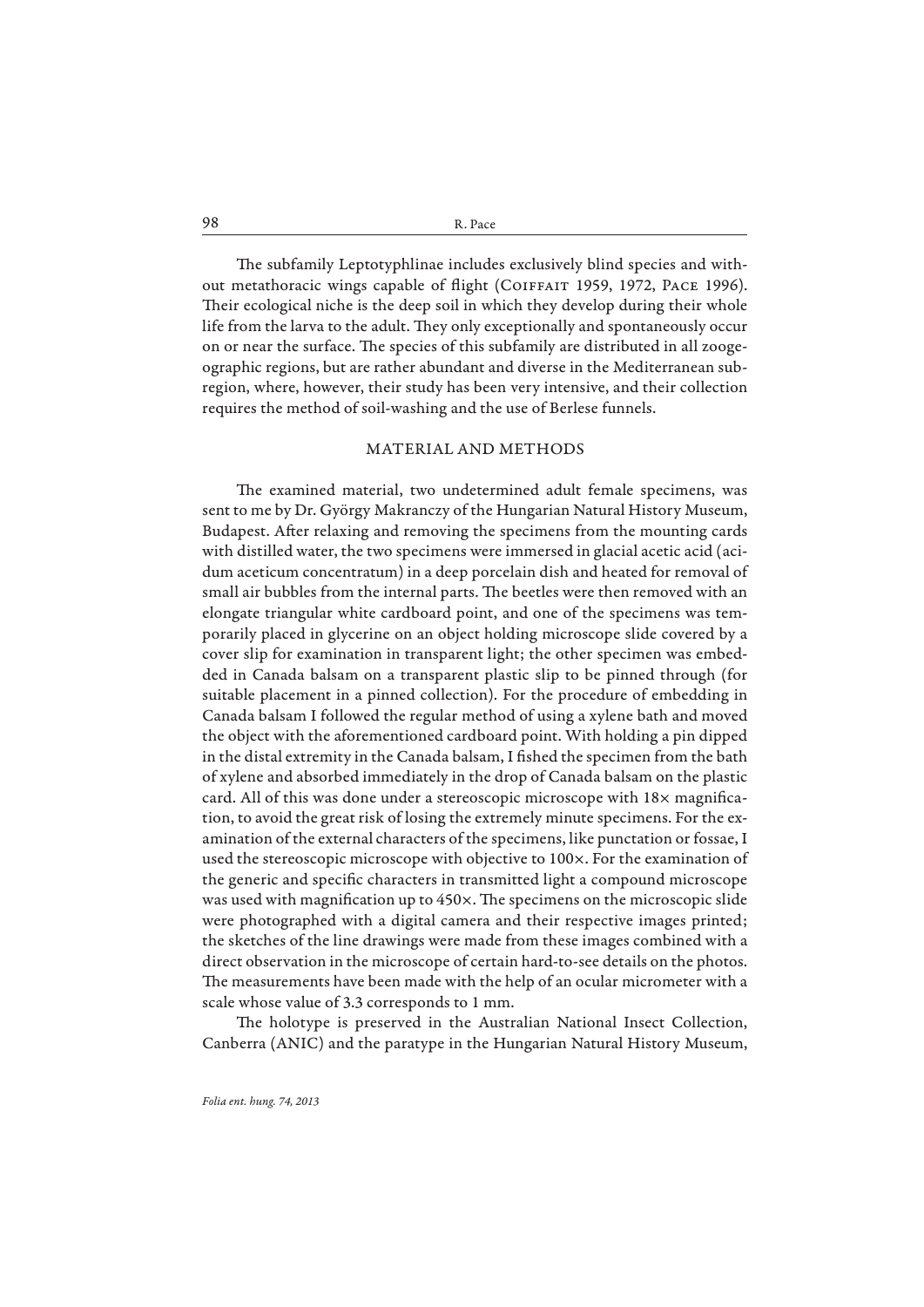The subfamily Leptotyphlinae includes exclusively blind species and without metathoracic wings capable of flight (Coiffait 1959, 1972, Pace 1996). Their ecological niche is the deep soil in which they develop during their whole life from the larva to the adult. They only exceptionally and spontaneously occur on or near the surface. The species of this subfamily are distributed in all zoogeographic regions, but are rather abundant and diverse in the Mediterranean subregion, where, however, their study has been very intensive, and their collection requires the method of soil-washing and the use of Berlese funnels.

## MATERIAL AND METHODS

The examined material, two undetermined adult female specimens, was sent to me by Dr. György Makranczy of the Hungarian Natural History Museum, Budapest. After relaxing and removing the specimens from the mounting cards with distilled water, the two specimens were immersed in glacial acetic acid (acidum aceticum concentratum) in a deep porcelain dish and heated for removal of small air bubbles from the internal parts. The beetles were then removed with an elongate triangular white cardboard point, and one of the specimens was temporarily placed in glycerine on an object holding microscope slide covered by a cover slip for examination in transparent light; the other specimen was embedded in Canada balsam on a transparent plastic slip to be pinned through (for suitable placement in a pinned collection). For the procedure of embedding in Canada balsam I followed the regular method of using a xylene bath and moved the object with the aforementioned cardboard point. With holding a pin dipped in the distal extremity in the Canada balsam, I fished the specimen from the bath of xylene and absorbed immediately in the drop of Canada balsam on the plastic card. All of this was done under a stereoscopic microscope with 18× magnification, to avoid the great risk of losing the extremely minute specimens. For the examination of the external characters of the specimens, like punctation or fossae, I used the stereoscopic microscope with objective to 100×. For the examination of the generic and specific characters in transmitted light a compound microscope was used with magnification up to 450×. The specimens on the microscopic slide were photographed with a digital camera and their respective images printed; the sketches of the line drawings were made from these images combined with a direct observation in the microscope of certain hard-to-see details on the photos. The measurements have been made with the help of an ocular micrometer with a scale whose value of 3.3 corresponds to 1 mm.

The holotype is preserved in the Australian National Insect Collection, Canberra (ANIC) and the paratype in the Hungarian Natural History Museum,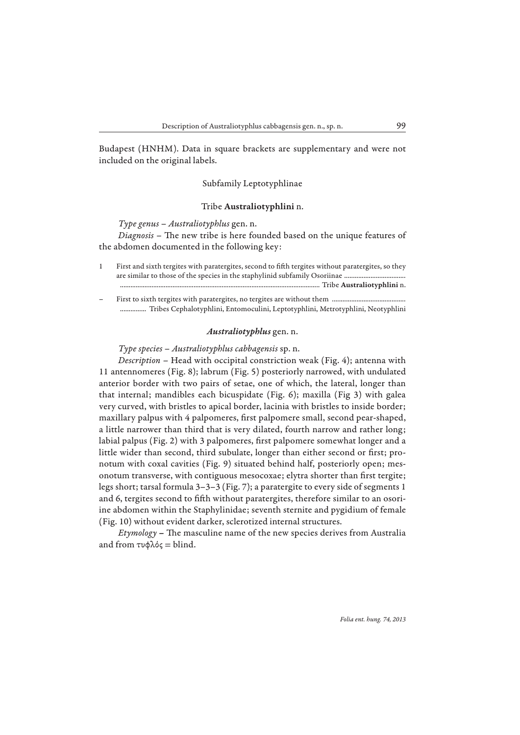Budapest (HNHM). Data in square brackets are supplementary and were not included on the original labels.

## Subfamily Leptotyphlinae

### Tribe **Australiotyphlini** n.

*Type genus* – *Australiotyphlus* gen. n.

*Diagnosis* – The new tribe is here founded based on the unique features of the abdomen documented in the following key:

1 First and sixth tergites with paratergites, second to fifth tergites without paratergites, so they are similar to those of the species in the staphylinid subfamily Osoriinae .................................. ................................................................................................................ Tribe **Australiotyphlini** n.

– First to sixth tergites with paratergites, no tergites are without them ......................................... .............. Tribes Cephalotyphlini, Entomoculini, Leptotyphlini, Metrotyphlini, Neotyphlini

### ***Australiotyphlus*** gen. n.

*Type species* – *Australiotyphlus cabbagensis* sp. n.

*Description* – Head with occipital constriction weak (Fig. 4); antenna with 11 antennomeres (Fig. 8); labrum (Fig. 5) posteriorly narrowed, with undulated anterior border with two pairs of setae, one of which, the lateral, longer than that internal; mandibles each bicuspidate (Fig. 6); maxilla (Fig 3) with galea very curved, with bristles to apical border, lacinia with bristles to inside border; maxillary palpus with 4 palpomeres, first palpomere small, second pear-shaped, a little narrower than third that is very dilated, fourth narrow and rather long; labial palpus (Fig. 2) with 3 palpomeres, first palpomere somewhat longer and a little wider than second, third subulate, longer than either second or first; pronotum with coxal cavities (Fig. 9) situated behind half, posteriorly open; mesonotum transverse, with contiguous mesocoxae; elytra shorter than first tergite; legs short; tarsal formula 3–3–3 (Fig. 7); a paratergite to every side of segments 1 and 6, tergites second to fifth without paratergites, therefore similar to an osoriine abdomen within the Staphylinidae; seventh sternite and pygidium of female (Fig. 10) without evident darker, sclerotized internal structures.

*Etymology* – The masculine name of the new species derives from Australia and from τυφλός = blind.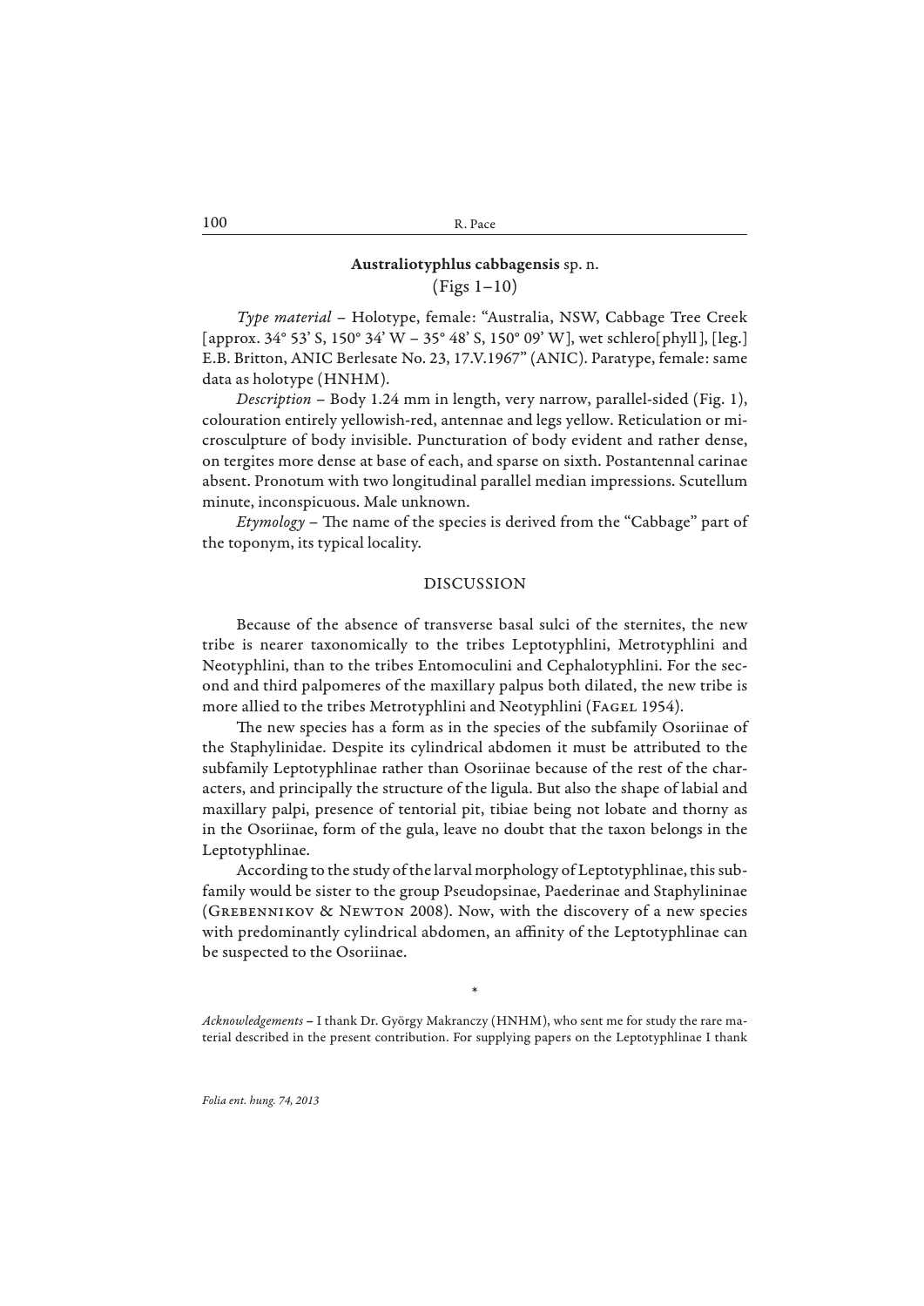**Australiotyphlus cabbagensis** sp. n.
(Figs 1–10)

*Type material* – Holotype, female: "Australia, NSW, Cabbage Tree Creek [approx. 34° 53' S, 150° 34' W – 35° 48' S, 150° 09' W], wet schlero[phyll], [leg.] E.B. Britton, ANIC Berlesate No. 23, 17.V.1967" (ANIC). Paratype, female: same data as holotype (HNHM).

*Description* – Body 1.24 mm in length, very narrow, parallel-sided (Fig. 1), colouration entirely yellowish-red, antennae and legs yellow. Reticulation or microsculpture of body invisible. Puncturation of body evident and rather dense, on tergites more dense at base of each, and sparse on sixth. Postantennal carinae absent. Pronotum with two longitudinal parallel median impressions. Scutellum minute, inconspicuous. Male unknown.

*Etymology* – The name of the species is derived from the "Cabbage" part of the toponym, its typical locality.

## DISCUSSION

Because of the absence of transverse basal sulci of the sternites, the new tribe is nearer taxonomically to the tribes Leptotyphlini, Metrotyphlini and Neotyphlini, than to the tribes Entomoculini and Cephalotyphlini. For the second and third palpomeres of the maxillary palpus both dilated, the new tribe is more allied to the tribes Metrotyphlini and Neotyphlini (Fagel 1954).

The new species has a form as in the species of the subfamily Osoriinae of the Staphylinidae. Despite its cylindrical abdomen it must be attributed to the subfamily Leptotyphlinae rather than Osoriinae because of the rest of the characters, and principally the structure of the ligula. But also the shape of labial and maxillary palpi, presence of tentorial pit, tibiae being not lobate and thorny as in the Osoriinae, form of the gula, leave no doubt that the taxon belongs in the Leptotyphlinae.

According to the study of the larval morphology of Leptotyphlinae, this subfamily would be sister to the group Pseudopsinae, Paederinae and Staphylininae (Grebennikov & Newton 2008). Now, with the discovery of a new species with predominantly cylindrical abdomen, an affinity of the Leptotyphlinae can be suspected to the Osoriinae.

\*

*Acknowledgements* – I thank Dr. György Makranczy (HNHM), who sent me for study the rare material described in the present contribution. For supplying papers on the Leptotyphlinae I thank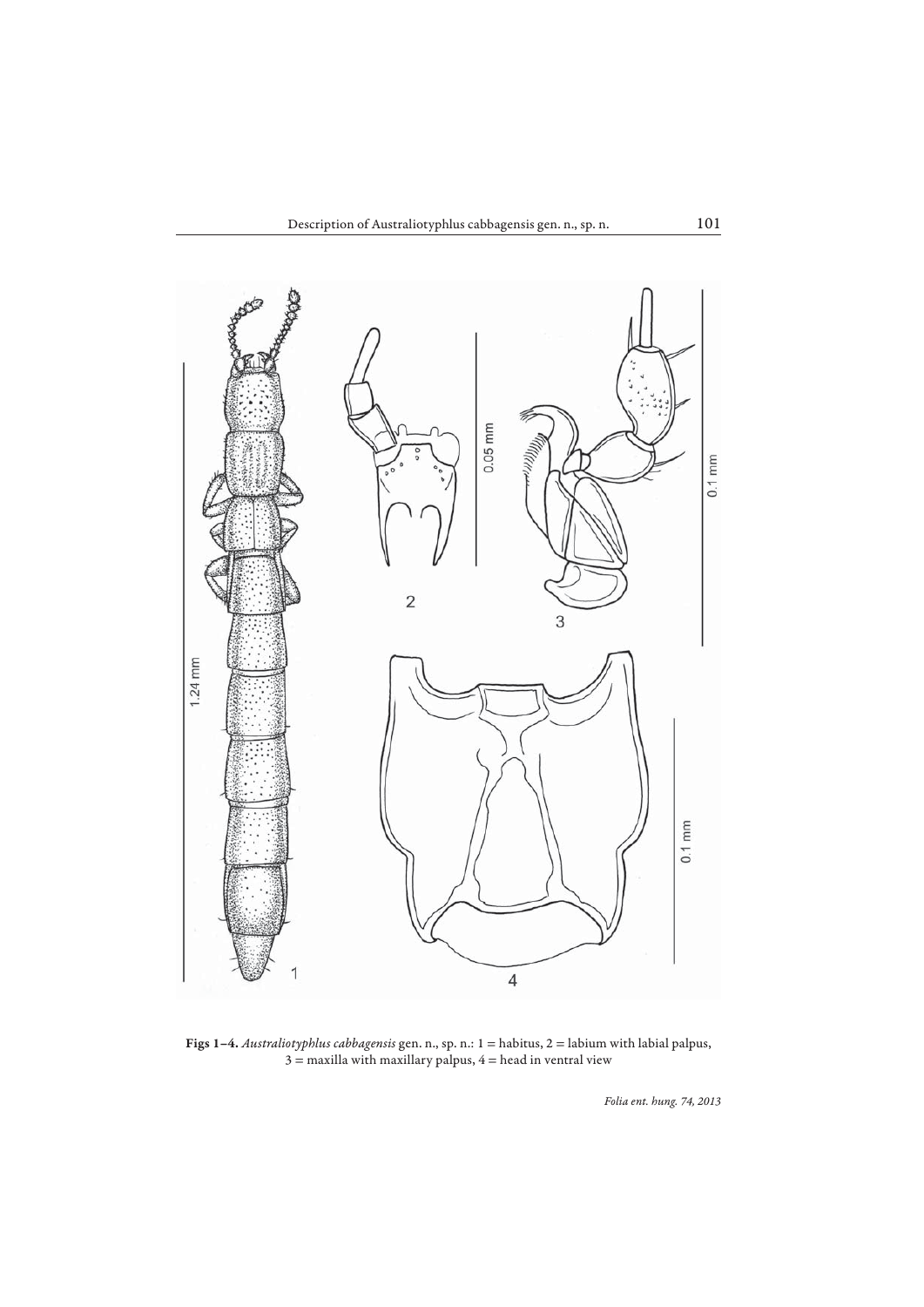**Figs 1–4.** *Australiotyphlus cabbagensis* gen. n., sp. n.: 1 = habitus, 2 = labium with labial palpus, 3 = maxilla with maxillary palpus, 4 = head in ventral view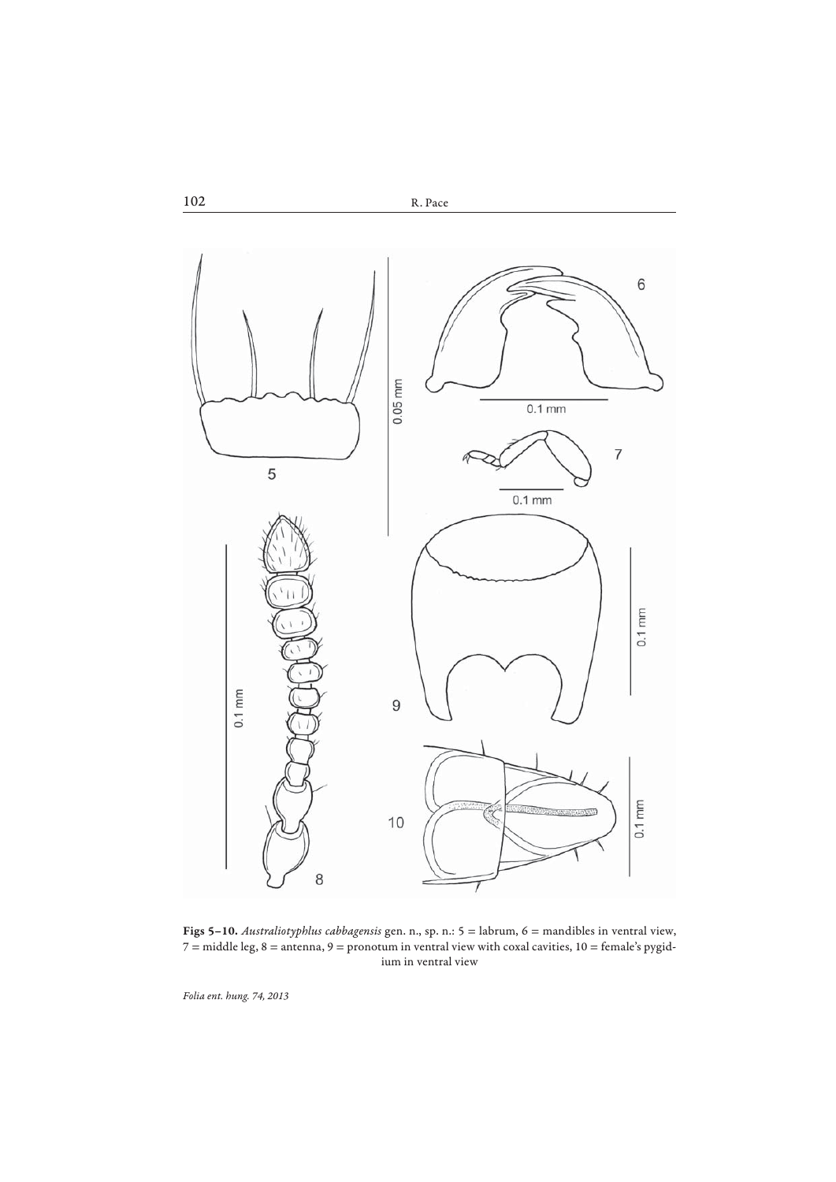**Figs 5–10.** *Australiotyphlus cabbagensis* gen. n., sp. n.: 5 = labrum, 6 = mandibles in ventral view, 7 = middle leg, 8 = antenna, 9 = pronotum in ventral view with coxal cavities, 10 = female's pygidium in ventral view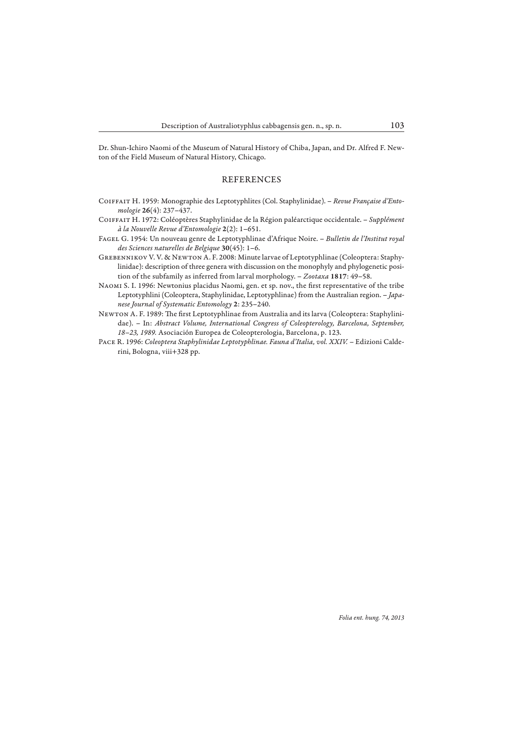Dr. Shun-Ichiro Naomi of the Museum of Natural History of Chiba, Japan, and Dr. Alfred F. Newton of the Field Museum of Natural History, Chicago.

## REFERENCES

Coiffait H. 1959: Monographie des Leptotyphlites (Col. Staphylinidae). – *Revue Française d'Entomologie* **26**(4): 237–437.

Coiffait H. 1972: Coléoptères Staphylinidae de la Région paléarctique occidentale. – *Supplément à la Nouvelle Revue d'Entomologie* **2**(2): 1–651.

Fagel G. 1954: Un nouveau genre de Leptotyphlinae d'Afrique Noire. – *Bulletin de l'Institut royal des Sciences naturelles de Belgique* **30**(45): 1–6.

Grebennikov V. V. & Newton A. F. 2008: Minute larvae of Leptotyphlinae (Coleoptera: Staphylinidae): description of three genera with discussion on the monophyly and phylogenetic position of the subfamily as inferred from larval morphology. – *Zootaxa* **1817**: 49–58.

Naomi S. I. 1996: Newtonius placidus Naomi, gen. et sp. nov., the first representative of the tribe Leptotyphlini (Coleoptera, Staphylinidae, Leptotyphlinae) from the Australian region. – *Japanese Journal of Systematic Entomology* **2**: 235–240.

Newton A. F. 1989: The first Leptotyphlinae from Australia and its larva (Coleoptera: Staphylinidae). – In: *Abstract Volume, International Congress of Coleopterology, Barcelona, September, 18–23, 1989.* Asociación Europea de Coleopterologia, Barcelona, p. 123.

Pace R. 1996: *Coleoptera Staphylinidae Leptotyphlinae. Fauna d'Italia, vol. XXIV.* – Edizioni Calderini, Bologna, viii+328 pp.